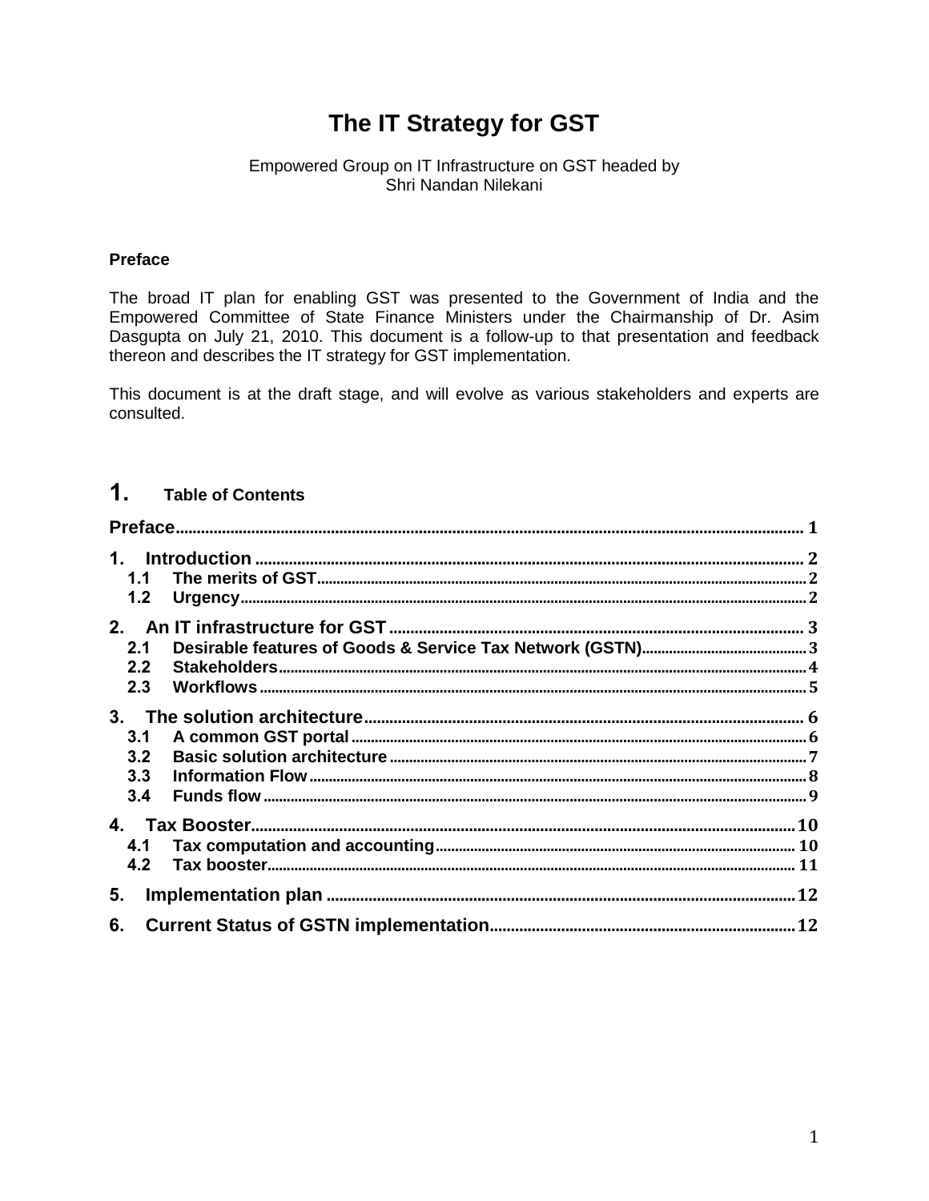# The IT Strategy for GST

Empowered Group on IT Infrastructure on GST headed by
Shri Nandan Nilekani

**Preface**

The broad IT plan for enabling GST was presented to the Government of India and the Empowered Committee of State Finance Ministers under the Chairmanship of Dr. Asim Dasgupta on July 21, 2010. This document is a follow-up to that presentation and feedback thereon and describes the IT strategy for GST implementation.

This document is at the draft stage, and will evolve as various stakeholders and experts are consulted.

## 1. Table of Contents

**Preface** ........ 1

**1. Introduction** ........ 2
- 1.1 The merits of GST ........ 2
- 1.2 Urgency ........ 2

**2. An IT infrastructure for GST** ........ 3
- 2.1 Desirable features of Goods & Service Tax Network (GSTN) ........ 3
- 2.2 Stakeholders ........ 4
- 2.3 Workflows ........ 5

**3. The solution architecture** ........ 6
- 3.1 A common GST portal ........ 6
- 3.2 Basic solution architecture ........ 7
- 3.3 Information Flow ........ 8
- 3.4 Funds flow ........ 9

**4. Tax Booster** ........ 10
- 4.1 Tax computation and accounting ........ 10
- 4.2 Tax booster ........ 11

**5. Implementation plan** ........ 12

**6. Current Status of GSTN implementation** ........ 12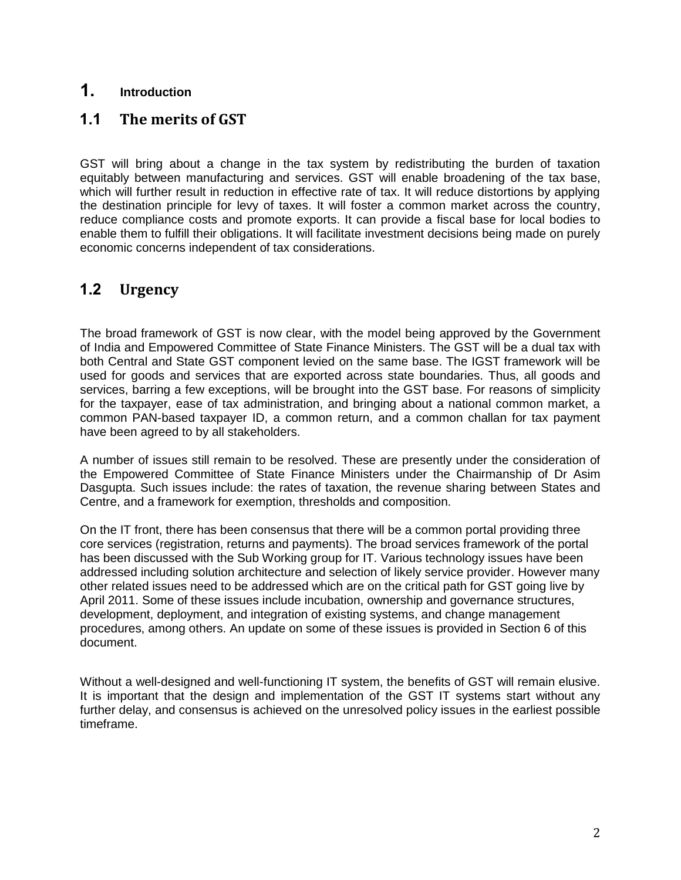# 1. Introduction

## 1.1 The merits of GST

GST will bring about a change in the tax system by redistributing the burden of taxation equitably between manufacturing and services. GST will enable broadening of the tax base, which will further result in reduction in effective rate of tax. It will reduce distortions by applying the destination principle for levy of taxes. It will foster a common market across the country, reduce compliance costs and promote exports. It can provide a fiscal base for local bodies to enable them to fulfill their obligations. It will facilitate investment decisions being made on purely economic concerns independent of tax considerations.

## 1.2 Urgency

The broad framework of GST is now clear, with the model being approved by the Government of India and Empowered Committee of State Finance Ministers. The GST will be a dual tax with both Central and State GST component levied on the same base. The IGST framework will be used for goods and services that are exported across state boundaries. Thus, all goods and services, barring a few exceptions, will be brought into the GST base. For reasons of simplicity for the taxpayer, ease of tax administration, and bringing about a national common market, a common PAN-based taxpayer ID, a common return, and a common challan for tax payment have been agreed to by all stakeholders.

A number of issues still remain to be resolved. These are presently under the consideration of the Empowered Committee of State Finance Ministers under the Chairmanship of Dr Asim Dasgupta. Such issues include: the rates of taxation, the revenue sharing between States and Centre, and a framework for exemption, thresholds and composition.

On the IT front, there has been consensus that there will be a common portal providing three core services (registration, returns and payments). The broad services framework of the portal has been discussed with the Sub Working group for IT. Various technology issues have been addressed including solution architecture and selection of likely service provider. However many other related issues need to be addressed which are on the critical path for GST going live by April 2011. Some of these issues include incubation, ownership and governance structures, development, deployment, and integration of existing systems, and change management procedures, among others. An update on some of these issues is provided in Section 6 of this document.

Without a well-designed and well-functioning IT system, the benefits of GST will remain elusive. It is important that the design and implementation of the GST IT systems start without any further delay, and consensus is achieved on the unresolved policy issues in the earliest possible timeframe.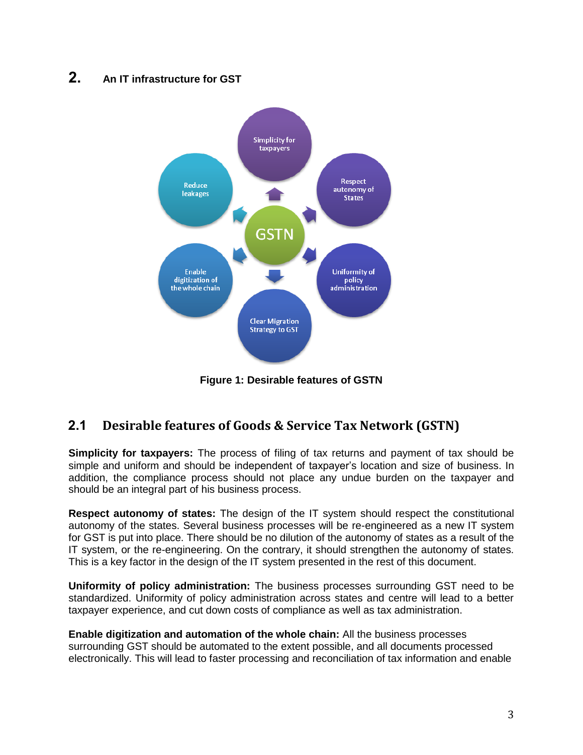## 2. An IT infrastructure for GST

GSTN

Simplicity for taxpayers

Respect autonomy of States

Uniformity of policy administration

Clear Migration Strategy to GST

Enable digitization of the whole chain

Reduce leakages

**Figure 1: Desirable features of GSTN**

### 2.1 Desirable features of Goods & Service Tax Network (GSTN)

**Simplicity for taxpayers:** The process of filing of tax returns and payment of tax should be simple and uniform and should be independent of taxpayer's location and size of business. In addition, the compliance process should not place any undue burden on the taxpayer and should be an integral part of his business process.

**Respect autonomy of states:** The design of the IT system should respect the constitutional autonomy of the states. Several business processes will be re-engineered as a new IT system for GST is put into place. There should be no dilution of the autonomy of states as a result of the IT system, or the re-engineering. On the contrary, it should strengthen the autonomy of states. This is a key factor in the design of the IT system presented in the rest of this document.

**Uniformity of policy administration:** The business processes surrounding GST need to be standardized. Uniformity of policy administration across states and centre will lead to a better taxpayer experience, and cut down costs of compliance as well as tax administration.

**Enable digitization and automation of the whole chain:** All the business processes surrounding GST should be automated to the extent possible, and all documents processed electronically. This will lead to faster processing and reconciliation of tax information and enable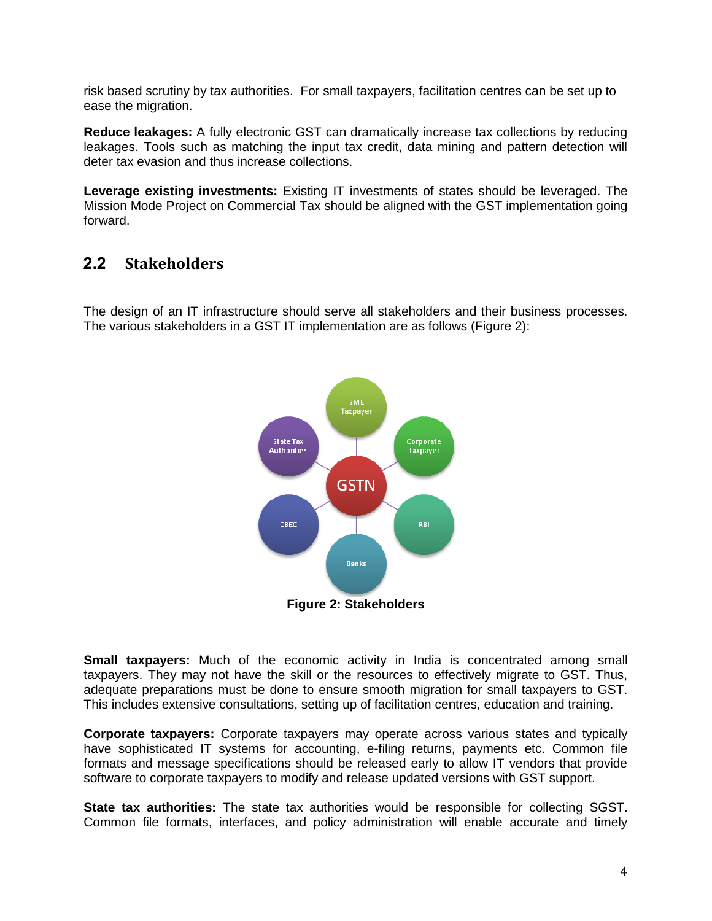risk based scrutiny by tax authorities. For small taxpayers, facilitation centres can be set up to ease the migration.

**Reduce leakages:** A fully electronic GST can dramatically increase tax collections by reducing leakages. Tools such as matching the input tax credit, data mining and pattern detection will deter tax evasion and thus increase collections.

**Leverage existing investments:** Existing IT investments of states should be leveraged. The Mission Mode Project on Commercial Tax should be aligned with the GST implementation going forward.

## 2.2 Stakeholders

The design of an IT infrastructure should serve all stakeholders and their business processes. The various stakeholders in a GST IT implementation are as follows (Figure 2):

**Figure 2: Stakeholders**

**Small taxpayers:** Much of the economic activity in India is concentrated among small taxpayers. They may not have the skill or the resources to effectively migrate to GST. Thus, adequate preparations must be done to ensure smooth migration for small taxpayers to GST. This includes extensive consultations, setting up of facilitation centres, education and training.

**Corporate taxpayers:** Corporate taxpayers may operate across various states and typically have sophisticated IT systems for accounting, e-filing returns, payments etc. Common file formats and message specifications should be released early to allow IT vendors that provide software to corporate taxpayers to modify and release updated versions with GST support.

**State tax authorities:** The state tax authorities would be responsible for collecting SGST. Common file formats, interfaces, and policy administration will enable accurate and timely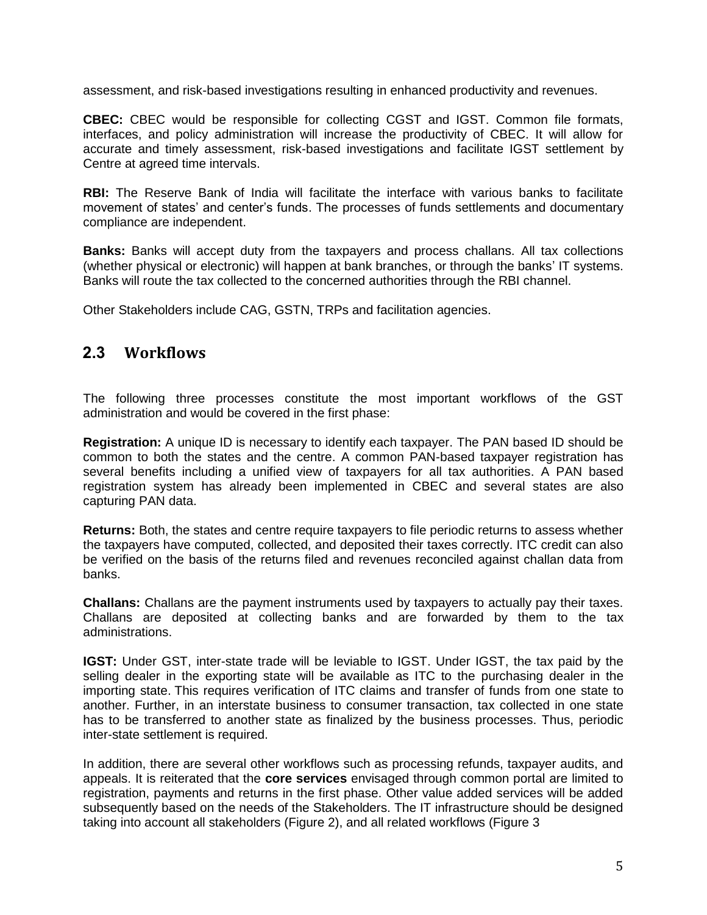assessment, and risk-based investigations resulting in enhanced productivity and revenues.

**CBEC:** CBEC would be responsible for collecting CGST and IGST. Common file formats, interfaces, and policy administration will increase the productivity of CBEC. It will allow for accurate and timely assessment, risk-based investigations and facilitate IGST settlement by Centre at agreed time intervals.

**RBI:** The Reserve Bank of India will facilitate the interface with various banks to facilitate movement of states' and center's funds. The processes of funds settlements and documentary compliance are independent.

**Banks:** Banks will accept duty from the taxpayers and process challans. All tax collections (whether physical or electronic) will happen at bank branches, or through the banks' IT systems. Banks will route the tax collected to the concerned authorities through the RBI channel.

Other Stakeholders include CAG, GSTN, TRPs and facilitation agencies.

## 2.3 Workflows

The following three processes constitute the most important workflows of the GST administration and would be covered in the first phase:

**Registration:** A unique ID is necessary to identify each taxpayer. The PAN based ID should be common to both the states and the centre. A common PAN-based taxpayer registration has several benefits including a unified view of taxpayers for all tax authorities. A PAN based registration system has already been implemented in CBEC and several states are also capturing PAN data.

**Returns:** Both, the states and centre require taxpayers to file periodic returns to assess whether the taxpayers have computed, collected, and deposited their taxes correctly. ITC credit can also be verified on the basis of the returns filed and revenues reconciled against challan data from banks.

**Challans:** Challans are the payment instruments used by taxpayers to actually pay their taxes. Challans are deposited at collecting banks and are forwarded by them to the tax administrations.

**IGST:** Under GST, inter-state trade will be leviable to IGST. Under IGST, the tax paid by the selling dealer in the exporting state will be available as ITC to the purchasing dealer in the importing state. This requires verification of ITC claims and transfer of funds from one state to another. Further, in an interstate business to consumer transaction, tax collected in one state has to be transferred to another state as finalized by the business processes. Thus, periodic inter-state settlement is required.

In addition, there are several other workflows such as processing refunds, taxpayer audits, and appeals. It is reiterated that the **core services** envisaged through common portal are limited to registration, payments and returns in the first phase. Other value added services will be added subsequently based on the needs of the Stakeholders. The IT infrastructure should be designed taking into account all stakeholders (Figure 2), and all related workflows (Figure 3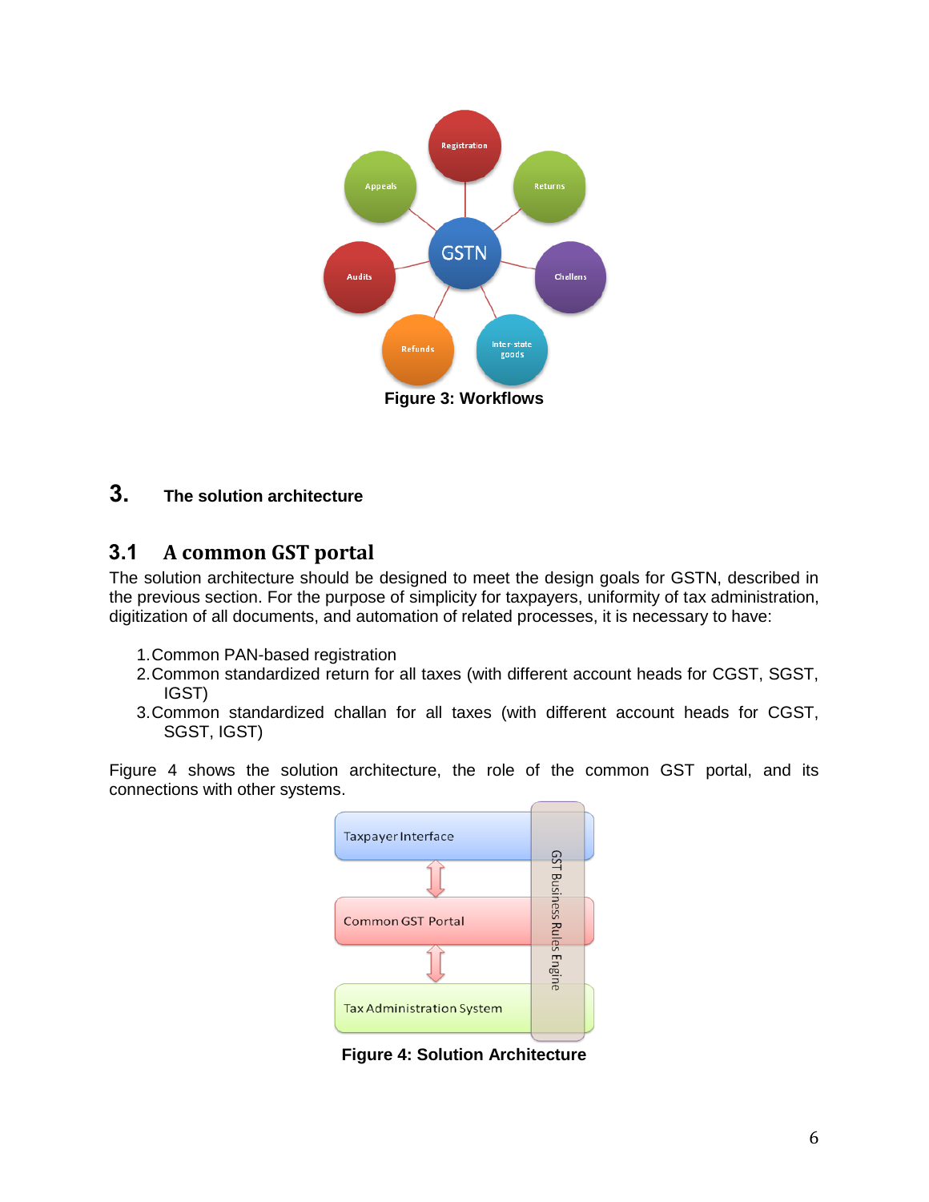Registration

Appeals

Returns

GSTN

Audits

Challans

Refunds

Inter-state goods

Figure 3: Workflows

# 3. The solution architecture

## 3.1 A common GST portal

The solution architecture should be designed to meet the design goals for GSTN, described in the previous section. For the purpose of simplicity for taxpayers, uniformity of tax administration, digitization of all documents, and automation of related processes, it is necessary to have:

1. Common PAN-based registration
2. Common standardized return for all taxes (with different account heads for CGST, SGST, IGST)
3. Common standardized challan for all taxes (with different account heads for CGST, SGST, IGST)

Figure 4 shows the solution architecture, the role of the common GST portal, and its connections with other systems.

Taxpayer Interface

Common GST Portal

Tax Administration System

GST Business Rules Engine

Figure 4: Solution Architecture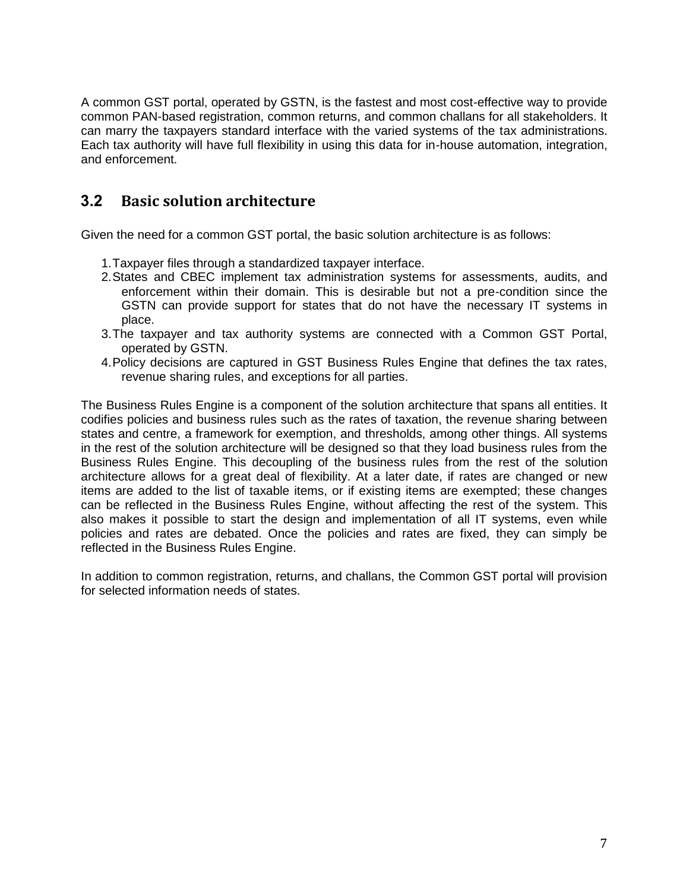A common GST portal, operated by GSTN, is the fastest and most cost-effective way to provide common PAN-based registration, common returns, and common challans for all stakeholders. It can marry the taxpayers standard interface with the varied systems of the tax administrations. Each tax authority will have full flexibility in using this data for in-house automation, integration, and enforcement.

## 3.2 Basic solution architecture

Given the need for a common GST portal, the basic solution architecture is as follows:

1. Taxpayer files through a standardized taxpayer interface.
2. States and CBEC implement tax administration systems for assessments, audits, and enforcement within their domain. This is desirable but not a pre-condition since the GSTN can provide support for states that do not have the necessary IT systems in place.
3. The taxpayer and tax authority systems are connected with a Common GST Portal, operated by GSTN.
4. Policy decisions are captured in GST Business Rules Engine that defines the tax rates, revenue sharing rules, and exceptions for all parties.

The Business Rules Engine is a component of the solution architecture that spans all entities. It codifies policies and business rules such as the rates of taxation, the revenue sharing between states and centre, a framework for exemption, and thresholds, among other things. All systems in the rest of the solution architecture will be designed so that they load business rules from the Business Rules Engine. This decoupling of the business rules from the rest of the solution architecture allows for a great deal of flexibility. At a later date, if rates are changed or new items are added to the list of taxable items, or if existing items are exempted; these changes can be reflected in the Business Rules Engine, without affecting the rest of the system. This also makes it possible to start the design and implementation of all IT systems, even while policies and rates are debated. Once the policies and rates are fixed, they can simply be reflected in the Business Rules Engine.

In addition to common registration, returns, and challans, the Common GST portal will provision for selected information needs of states.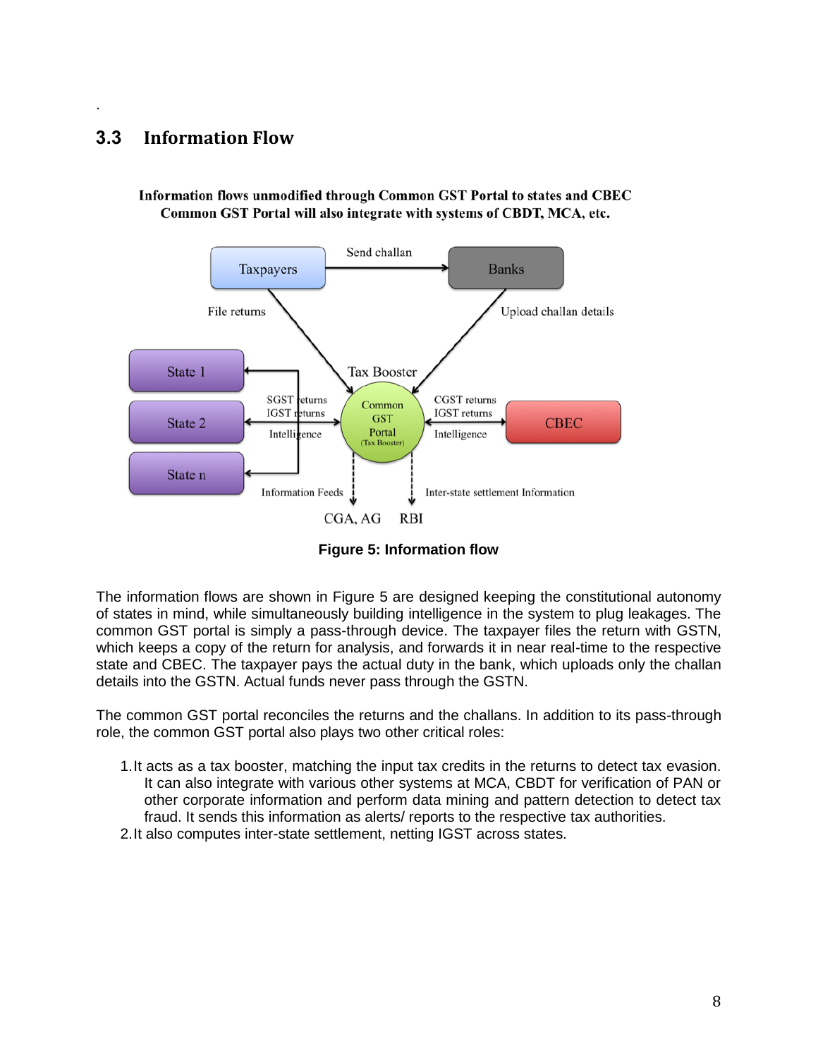## 3.3 Information Flow

**Information flows unmodified through Common GST Portal to states and CBEC**
**Common GST Portal will also integrate with systems of CBDT, MCA, etc.**

Taxpayers
Send challan
Banks
File returns
Upload challan details
Tax Booster
State 1
State 2
State n
SGST returns
IGST returns
Intelligence
Common GST Portal (Tax Booster)
CGST returns
IGST returns
Intelligence
CBEC
Information Feeds
Inter-state settlement Information
CGA, AG
RBI

**Figure 5: Information flow**

The information flows are shown in Figure 5 are designed keeping the constitutional autonomy of states in mind, while simultaneously building intelligence in the system to plug leakages. The common GST portal is simply a pass-through device. The taxpayer files the return with GSTN, which keeps a copy of the return for analysis, and forwards it in near real-time to the respective state and CBEC. The taxpayer pays the actual duty in the bank, which uploads only the challan details into the GSTN. Actual funds never pass through the GSTN.

The common GST portal reconciles the returns and the challans. In addition to its pass-through role, the common GST portal also plays two other critical roles:

1. It acts as a tax booster, matching the input tax credits in the returns to detect tax evasion. It can also integrate with various other systems at MCA, CBDT for verification of PAN or other corporate information and perform data mining and pattern detection to detect tax fraud. It sends this information as alerts/ reports to the respective tax authorities.
2. It also computes inter-state settlement, netting IGST across states.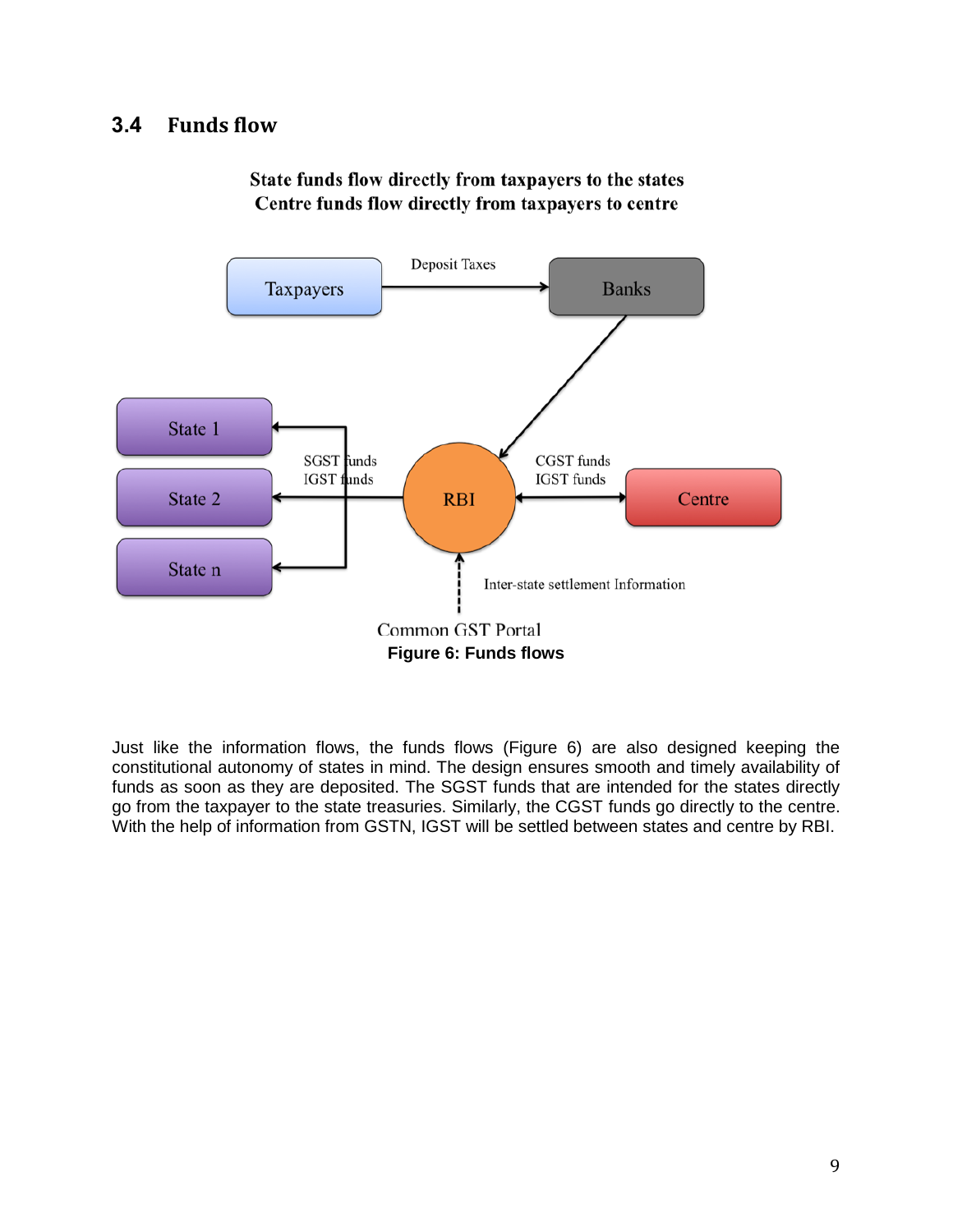## 3.4 Funds flow

**State funds flow directly from taxpayers to the states**
**Centre funds flow directly from taxpayers to centre**

Taxpayers → Deposit Taxes → Banks

State 1, State 2, State n ← SGST funds / IGST funds ← RBI → CGST funds / IGST funds → Centre

Common GST Portal → Inter-state settlement Information → RBI

**Figure 6: Funds flows**

Just like the information flows, the funds flows (Figure 6) are also designed keeping the constitutional autonomy of states in mind. The design ensures smooth and timely availability of funds as soon as they are deposited. The SGST funds that are intended for the states directly go from the taxpayer to the state treasuries. Similarly, the CGST funds go directly to the centre. With the help of information from GSTN, IGST will be settled between states and centre by RBI.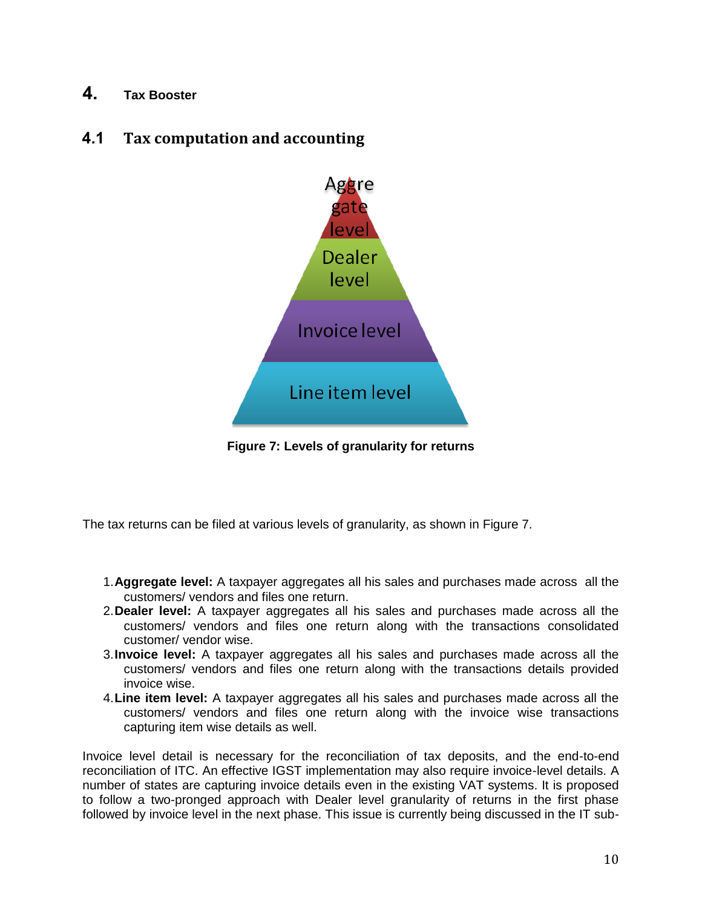# 4. Tax Booster

## 4.1 Tax computation and accounting

Aggregate level

Dealer level

Invoice level

Line item level

**Figure 7: Levels of granularity for returns**

The tax returns can be filed at various levels of granularity, as shown in Figure 7.

1. **Aggregate level:** A taxpayer aggregates all his sales and purchases made across all the customers/ vendors and files one return.
2. **Dealer level:** A taxpayer aggregates all his sales and purchases made across all the customers/ vendors and files one return along with the transactions consolidated customer/ vendor wise.
3. **Invoice level:** A taxpayer aggregates all his sales and purchases made across all the customers/ vendors and files one return along with the transactions details provided invoice wise.
4. **Line item level:** A taxpayer aggregates all his sales and purchases made across all the customers/ vendors and files one return along with the invoice wise transactions capturing item wise details as well.

Invoice level detail is necessary for the reconciliation of tax deposits, and the end-to-end reconciliation of ITC. An effective IGST implementation may also require invoice-level details. A number of states are capturing invoice details even in the existing VAT systems. It is proposed to follow a two-pronged approach with Dealer level granularity of returns in the first phase followed by invoice level in the next phase. This issue is currently being discussed in the IT sub-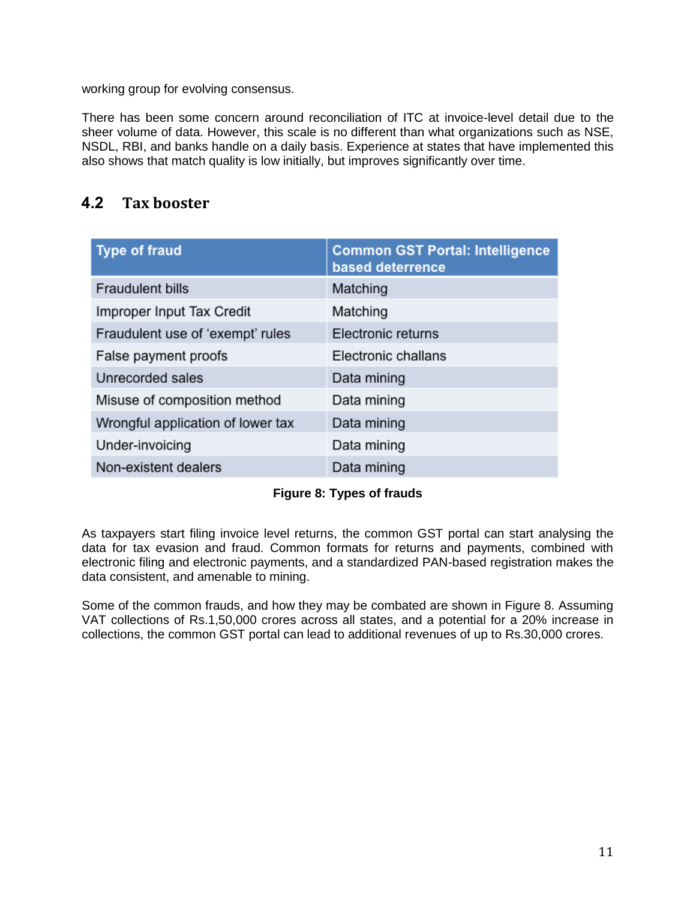working group for evolving consensus.

There has been some concern around reconciliation of ITC at invoice-level detail due to the sheer volume of data. However, this scale is no different than what organizations such as NSE, NSDL, RBI, and banks handle on a daily basis. Experience at states that have implemented this also shows that match quality is low initially, but improves significantly over time.

## 4.2 Tax booster

| Type of fraud | Common GST Portal: Intelligence based deterrence |
|---|---|
| Fraudulent bills | Matching |
| Improper Input Tax Credit | Matching |
| Fraudulent use of 'exempt' rules | Electronic returns |
| False payment proofs | Electronic challans |
| Unrecorded sales | Data mining |
| Misuse of composition method | Data mining |
| Wrongful application of lower tax | Data mining |
| Under-invoicing | Data mining |
| Non-existent dealers | Data mining |

**Figure 8: Types of frauds**

As taxpayers start filing invoice level returns, the common GST portal can start analysing the data for tax evasion and fraud. Common formats for returns and payments, combined with electronic filing and electronic payments, and a standardized PAN-based registration makes the data consistent, and amenable to mining.

Some of the common frauds, and how they may be combated are shown in Figure 8. Assuming VAT collections of Rs.1,50,000 crores across all states, and a potential for a 20% increase in collections, the common GST portal can lead to additional revenues of up to Rs.30,000 crores.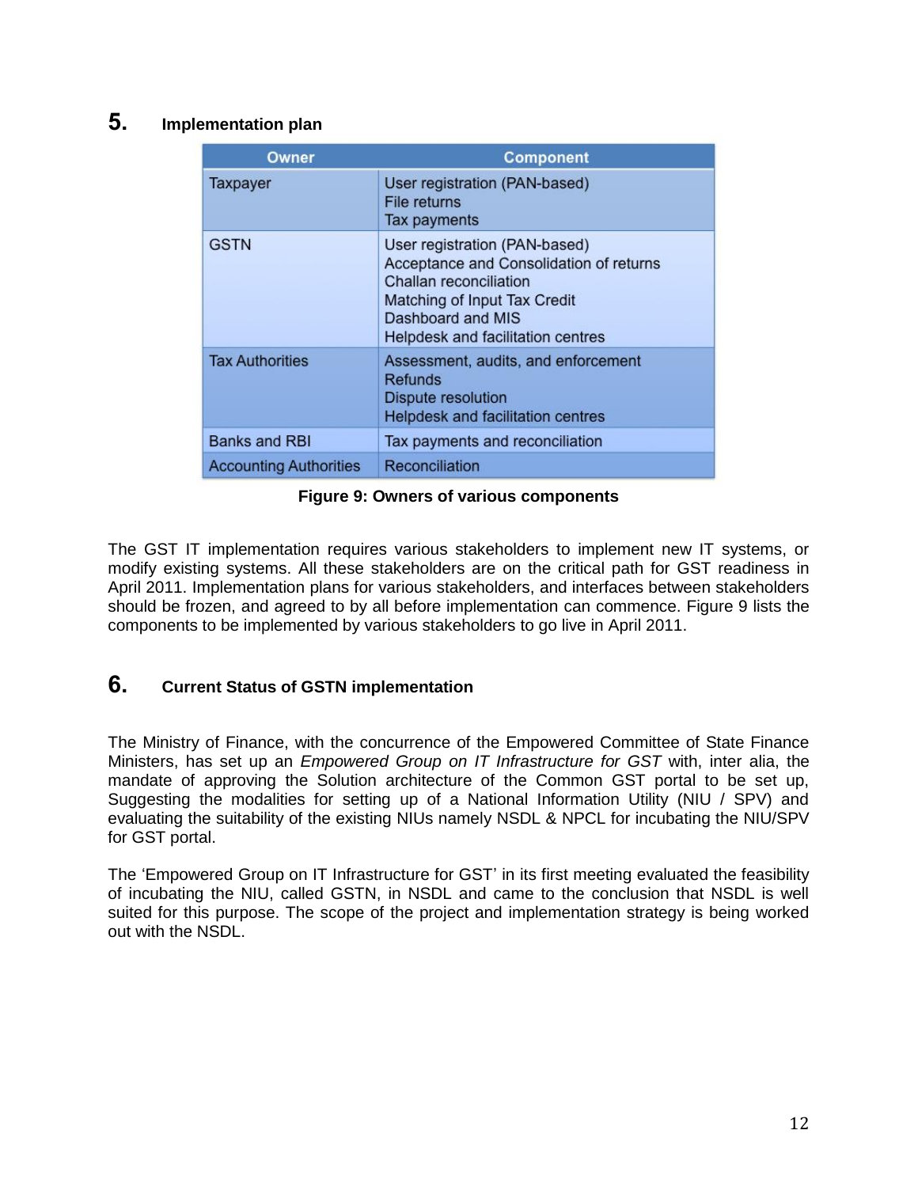## 5. Implementation plan

| Owner | Component |
|---|---|
| Taxpayer | User registration (PAN-based)<br>File returns<br>Tax payments |
| GSTN | User registration (PAN-based)<br>Acceptance and Consolidation of returns<br>Challan reconciliation<br>Matching of Input Tax Credit<br>Dashboard and MIS<br>Helpdesk and facilitation centres |
| Tax Authorities | Assessment, audits, and enforcement<br>Refunds<br>Dispute resolution<br>Helpdesk and facilitation centres |
| Banks and RBI | Tax payments and reconciliation |
| Accounting Authorities | Reconciliation |

**Figure 9: Owners of various components**

The GST IT implementation requires various stakeholders to implement new IT systems, or modify existing systems. All these stakeholders are on the critical path for GST readiness in April 2011. Implementation plans for various stakeholders, and interfaces between stakeholders should be frozen, and agreed to by all before implementation can commence. Figure 9 lists the components to be implemented by various stakeholders to go live in April 2011.

## 6. Current Status of GSTN implementation

The Ministry of Finance, with the concurrence of the Empowered Committee of State Finance Ministers, has set up an *Empowered Group on IT Infrastructure for GST* with, inter alia, the mandate of approving the Solution architecture of the Common GST portal to be set up, Suggesting the modalities for setting up of a National Information Utility (NIU / SPV) and evaluating the suitability of the existing NIUs namely NSDL & NPCL for incubating the NIU/SPV for GST portal.

The 'Empowered Group on IT Infrastructure for GST' in its first meeting evaluated the feasibility of incubating the NIU, called GSTN, in NSDL and came to the conclusion that NSDL is well suited for this purpose. The scope of the project and implementation strategy is being worked out with the NSDL.